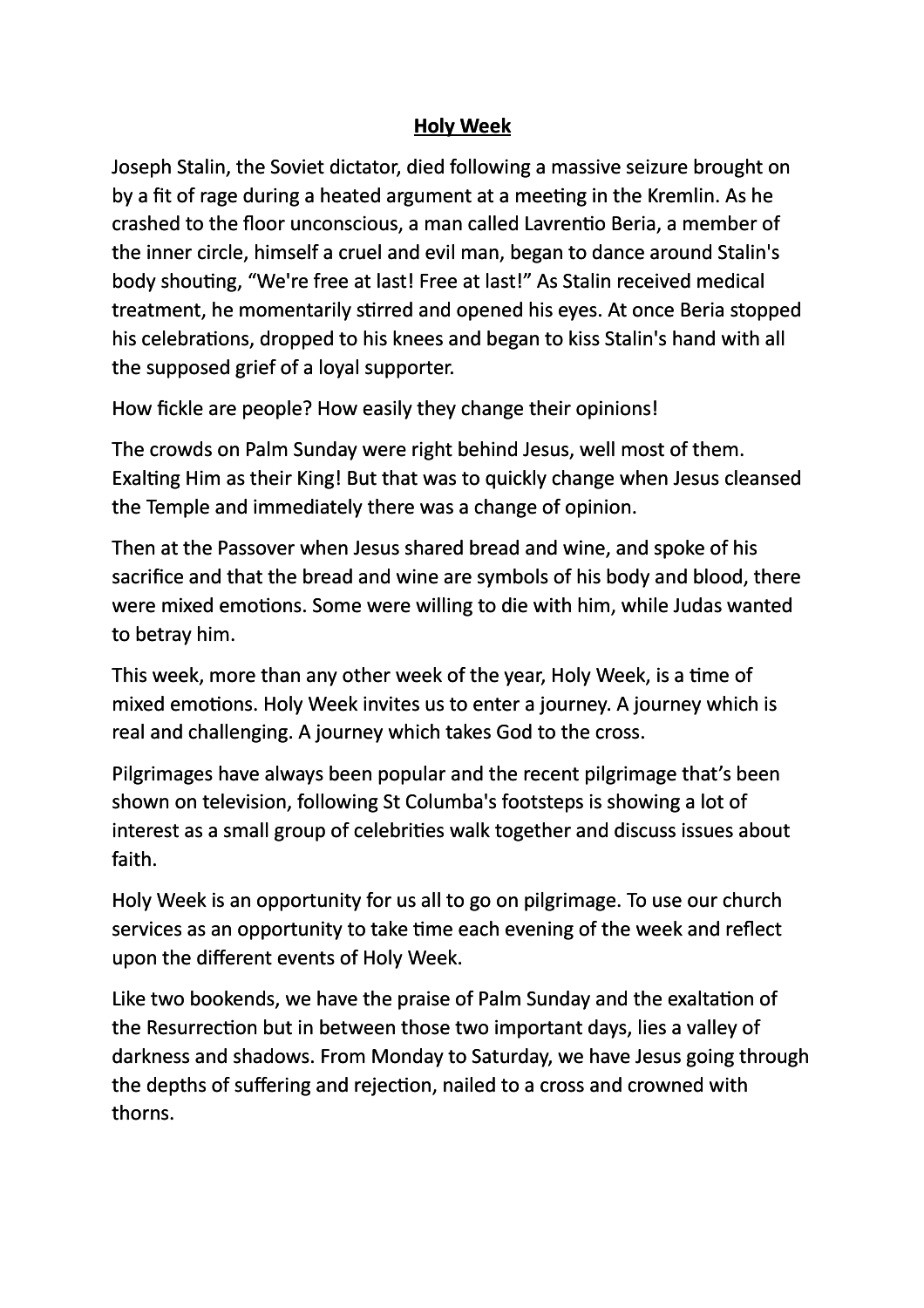# Holy Week

Joseph Stalin, the Soviet dictator, died following a massive seizure brought on by a fit of rage during a heated argument at a meeting in the Kremlin. As he crashed to the floor unconscious, a man called Lavrentio Beria, a member of the inner circle, himself a cruel and evil man, began to dance around Stalin's body shouting, "We're free at last! Free at last!" As Stalin received medical treatment, he momentarily stirred and opened his eyes. At once Beria stopped his celebrations, dropped to his knees and began to kiss Stalin's hand with all the supposed grief of a loyal supporter.

How fickle are people? How easily they change their opinions!

The crowds on Palm Sunday were right behind Jesus, well most of them. Exalting Him as their King! But that was to quickly change when Jesus cleansed the Temple and immediately there was a change of opinion.

Then at the Passover when Jesus shared bread and wine, and spoke of his sacrifice and that the bread and wine are symbols of his body and blood, there were mixed emotions. Some were willing to die with him, while Judas wanted to betray him.

This week, more than any other week of the year, Holy Week, is a time of mixed emotions. Holy Week invites us to enter a journey. A journey which is real and challenging. A journey which takes God to the cross.

Pilgrimages have always been popular and the recent pilgrimage that's been shown on television, following St Columba's footsteps is showing a lot of interest as a small group of celebrities walk together and discuss issues about faith.

Holy Week is an opportunity for us all to go on pilgrimage. To use our church services as an opportunity to take time each evening of the week and reflect upon the different events of Holy Week.

Like two bookends, we have the praise of Palm Sunday and the exaltation of the Resurrection but in between those two important days, lies a valley of darkness and shadows. From Monday to Saturday, we have Jesus going through the depths of suffering and rejection, nailed to a cross and crowned with thorns.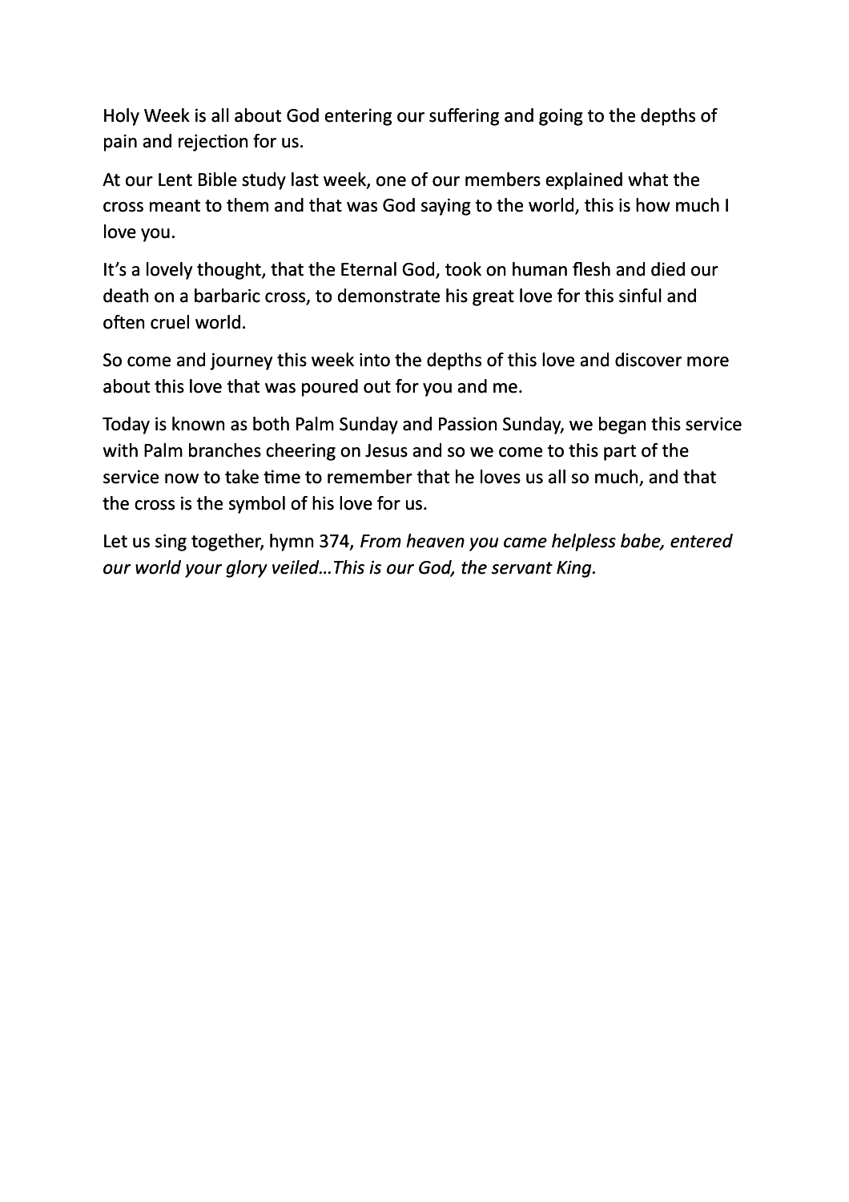Holy Week is all about God entering our suffering and going to the depths of pain and rejection for us.

At our Lent Bible study last week, one of our members explained what the cross meant to them and that was God saying to the world, this is how much I love you.

It's a lovely thought, that the Eternal God, took on human flesh and died our death on a barbaric cross, to demonstrate his great love for this sinful and often cruel world.

So come and journey this week into the depths of this love and discover more about this love that was poured out for you and me.

Today is known as both Palm Sunday and Passion Sunday, we began this service with Palm branches cheering on Jesus and so we come to this part of the service now to take time to remember that he loves us all so much, and that the cross is the symbol of his love for us.

Let us sing together, hymn 374, *From heaven you came helpless babe, entered our world your glory veiled…This is our God, the servant King.*